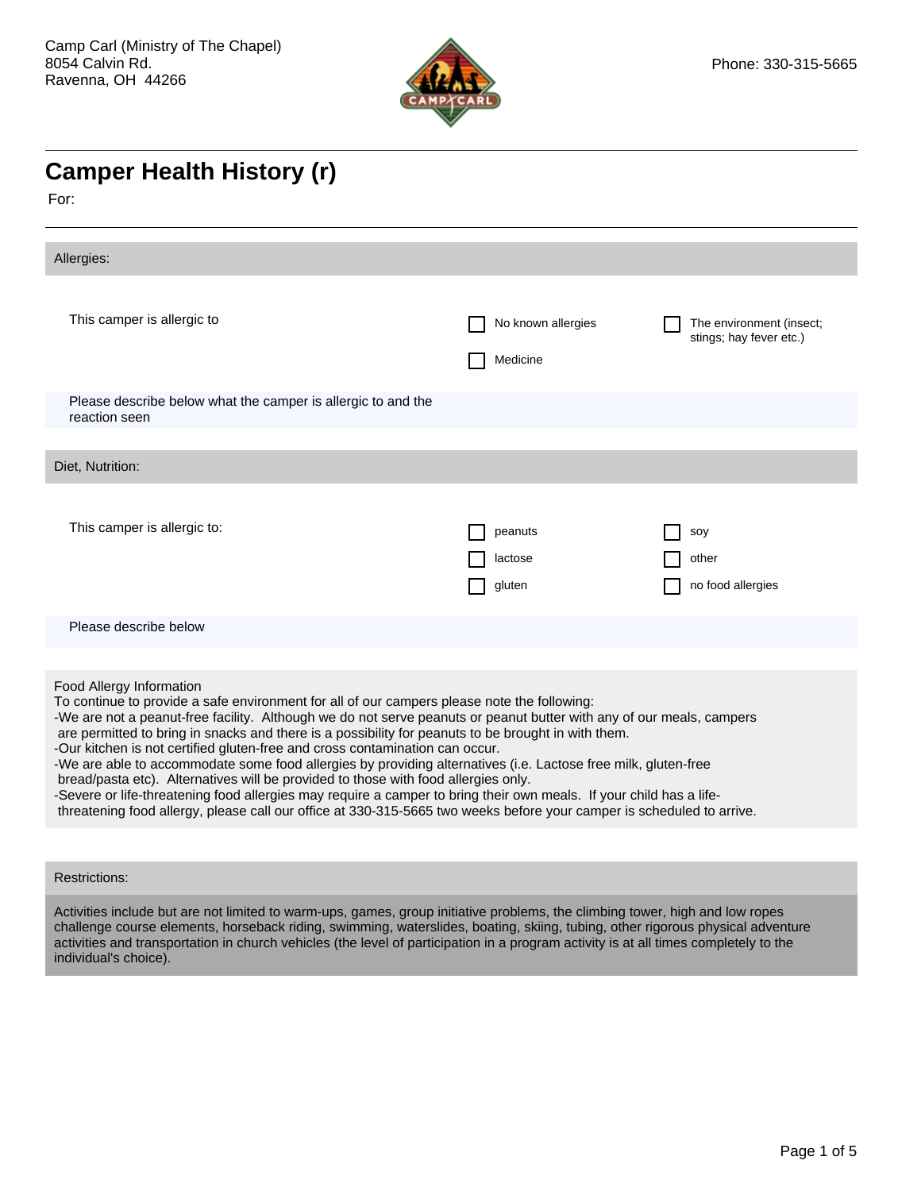Camp Carl (Ministry of The Chapel)
8054 Calvin Rd.
Ravenna, OH  44266

Phone: 330-315-5665

# Camper Health History (r)

For:

---

## Allergies:

This camper is allergic to

- [ ] No known allergies
- [ ] The environment (insect; stings; hay fever etc.)
- [ ] Medicine

Please describe below what the camper is allergic to and the reaction seen

## Diet, Nutrition:

This camper is allergic to:

- [ ] peanuts
- [ ] soy
- [ ] lactose
- [ ] other
- [ ] gluten
- [ ] no food allergies

Please describe below

Food Allergy Information
To continue to provide a safe environment for all of our campers please note the following:
-We are not a peanut-free facility.  Although we do not serve peanuts or peanut butter with any of our meals, campers are permitted to bring in snacks and there is a possibility for peanuts to be brought in with them.
-Our kitchen is not certified gluten-free and cross contamination can occur.
-We are able to accommodate some food allergies by providing alternatives (i.e. Lactose free milk, gluten-free bread/pasta etc).  Alternatives will be provided to those with food allergies only.
-Severe or life-threatening food allergies may require a camper to bring their own meals.  If your child has a life-threatening food allergy, please call our office at 330-315-5665 two weeks before your camper is scheduled to arrive.

## Restrictions:

Activities include but are not limited to warm-ups, games, group initiative problems, the climbing tower, high and low ropes challenge course elements, horseback riding, swimming, waterslides, boating, skiing, tubing, other rigorous physical adventure activities and transportation in church vehicles (the level of participation in a program activity is at all times completely to the individual's choice).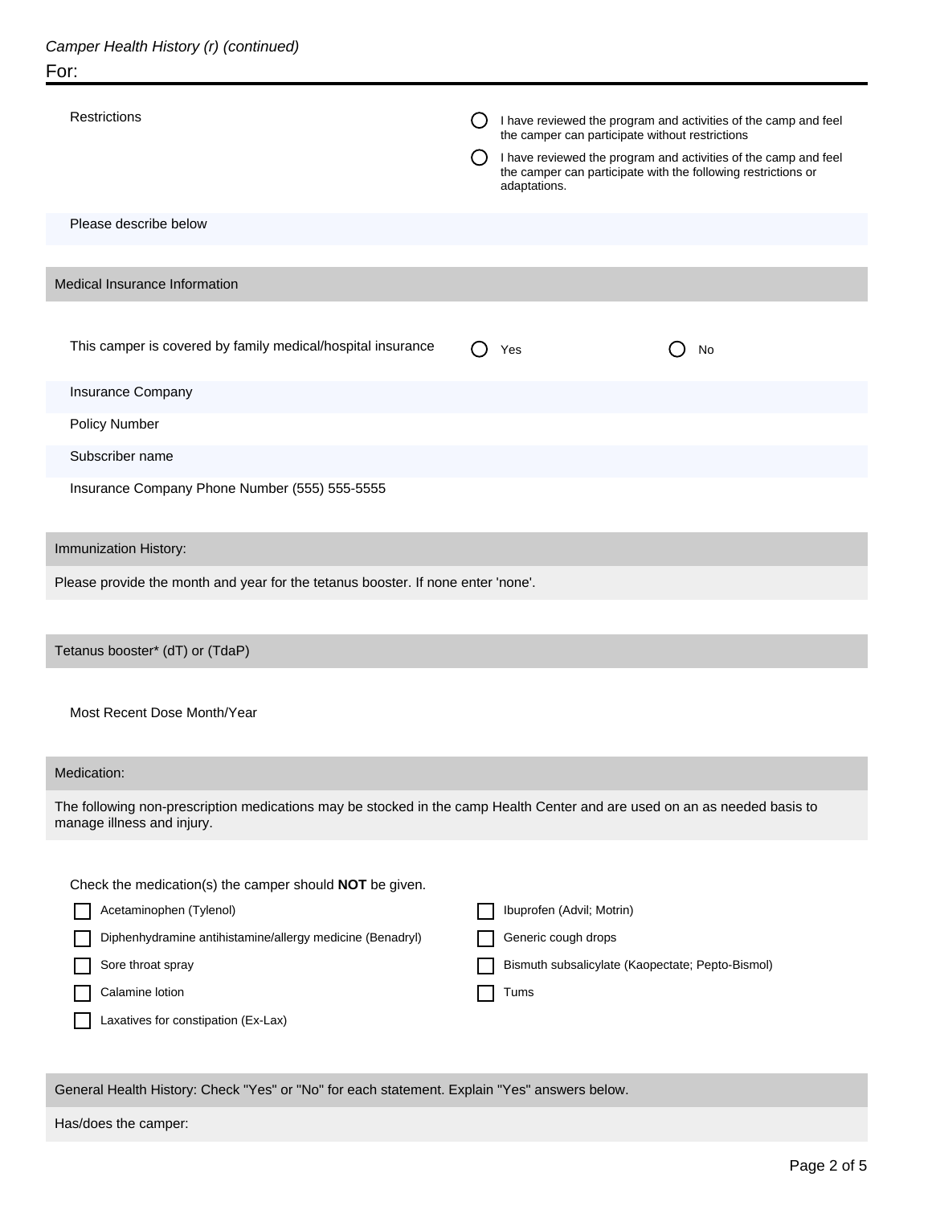*Camper Health History (r) (continued)*

For:

Restrictions

- ◯ I have reviewed the program and activities of the camp and feel the camper can participate without restrictions
- ◯ I have reviewed the program and activities of the camp and feel the camper can participate with the following restrictions or adaptations.

Please describe below

## Medical Insurance Information

This camper is covered by family medical/hospital insurance ◯ Yes ◯ No

Insurance Company

Policy Number

Subscriber name

Insurance Company Phone Number (555) 555-5555

## Immunization History:

Please provide the month and year for the tetanus booster. If none enter 'none'.

## Tetanus booster* (dT) or (TdaP)

Most Recent Dose Month/Year

## Medication:

The following non-prescription medications may be stocked in the camp Health Center and are used on an as needed basis to manage illness and injury.

Check the medication(s) the camper should **NOT** be given.

- ☐ Acetaminophen (Tylenol)
- ☐ Ibuprofen (Advil; Motrin)
- ☐ Diphenhydramine antihistamine/allergy medicine (Benadryl)
- ☐ Generic cough drops
- ☐ Sore throat spray
- ☐ Bismuth subsalicylate (Kaopectate; Pepto-Bismol)
- ☐ Calamine lotion
- ☐ Tums
- ☐ Laxatives for constipation (Ex-Lax)

## General Health History: Check "Yes" or "No" for each statement. Explain "Yes" answers below.

Has/does the camper: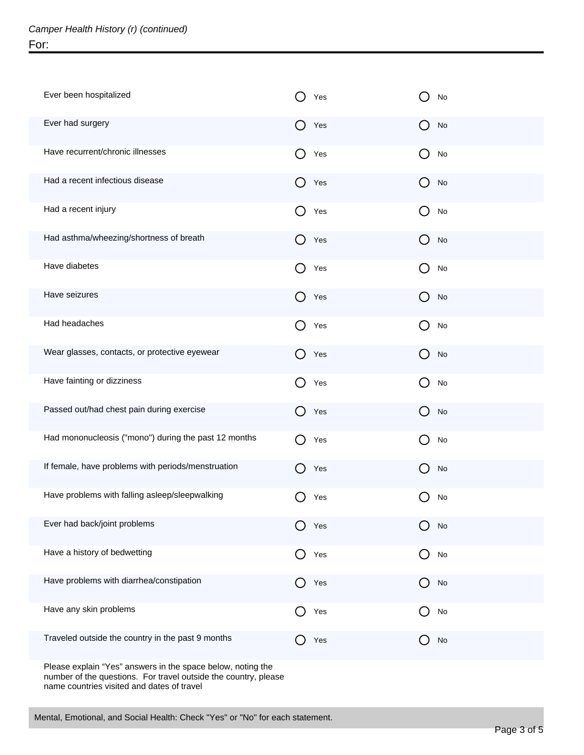*Camper Health History (r) (continued)*

For:

| | | |
|---|---|---|
| Ever been hospitalized | ◯ Yes | ◯ No |
| Ever had surgery | ◯ Yes | ◯ No |
| Have recurrent/chronic illnesses | ◯ Yes | ◯ No |
| Had a recent infectious disease | ◯ Yes | ◯ No |
| Had a recent injury | ◯ Yes | ◯ No |
| Had asthma/wheezing/shortness of breath | ◯ Yes | ◯ No |
| Have diabetes | ◯ Yes | ◯ No |
| Have seizures | ◯ Yes | ◯ No |
| Had headaches | ◯ Yes | ◯ No |
| Wear glasses, contacts, or protective eyewear | ◯ Yes | ◯ No |
| Have fainting or dizziness | ◯ Yes | ◯ No |
| Passed out/had chest pain during exercise | ◯ Yes | ◯ No |
| Had mononucleosis ("mono") during the past 12 months | ◯ Yes | ◯ No |
| If female, have problems with periods/menstruation | ◯ Yes | ◯ No |
| Have problems with falling asleep/sleepwalking | ◯ Yes | ◯ No |
| Ever had back/joint problems | ◯ Yes | ◯ No |
| Have a history of bedwetting | ◯ Yes | ◯ No |
| Have problems with diarrhea/constipation | ◯ Yes | ◯ No |
| Have any skin problems | ◯ Yes | ◯ No |
| Traveled outside the country in the past 9 months | ◯ Yes | ◯ No |

Please explain "Yes" answers in the space below, noting the number of the questions. For travel outside the country, please name countries visited and dates of travel

Mental, Emotional, and Social Health: Check "Yes" or "No" for each statement.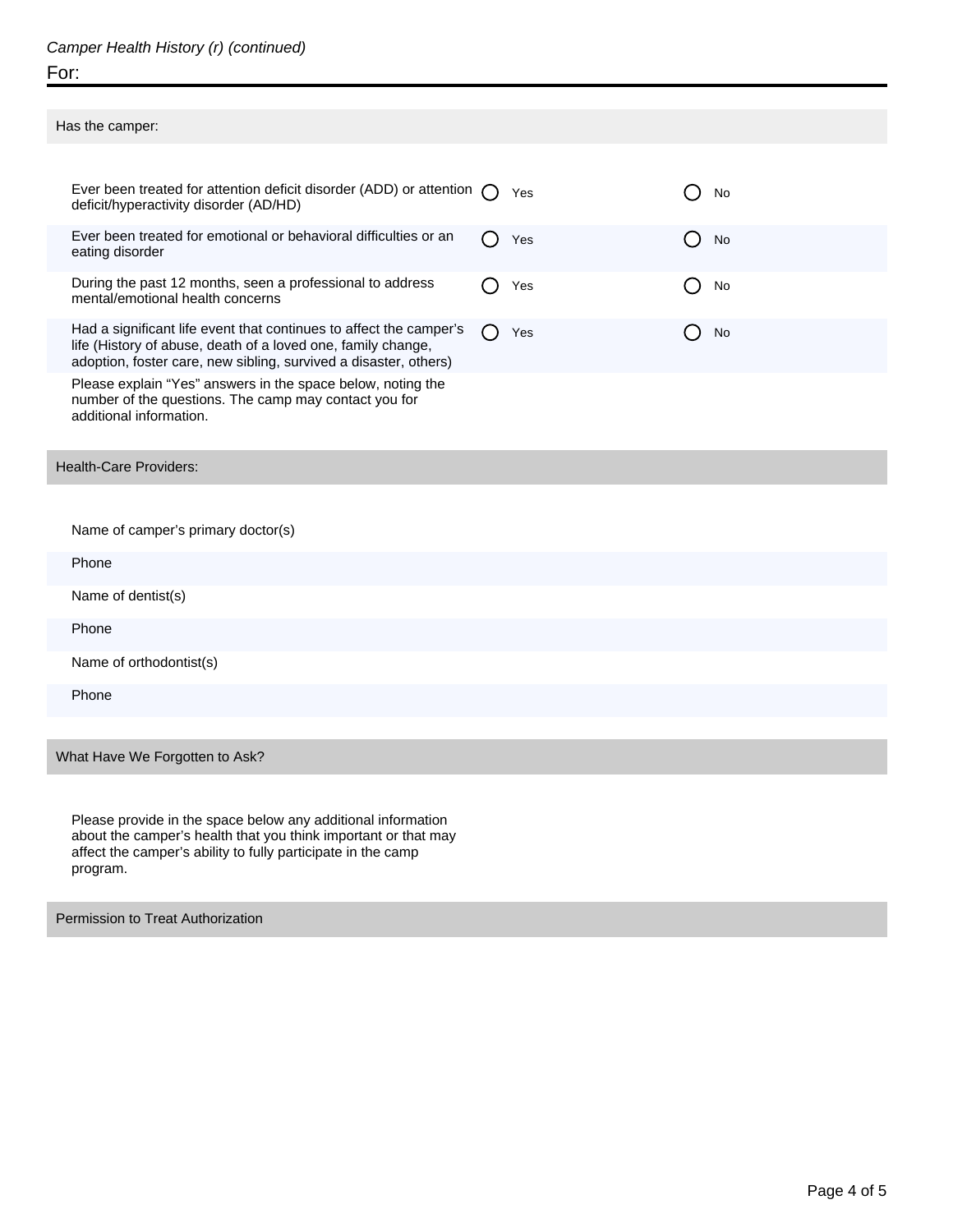*Camper Health History (r) (continued)*

For:

## Has the camper:

| | | |
|---|---|---|
| Ever been treated for attention deficit disorder (ADD) or attention deficit/hyperactivity disorder (AD/HD) | ◯ Yes | ◯ No |
| Ever been treated for emotional or behavioral difficulties or an eating disorder | ◯ Yes | ◯ No |
| During the past 12 months, seen a professional to address mental/emotional health concerns | ◯ Yes | ◯ No |
| Had a significant life event that continues to affect the camper's life (History of abuse, death of a loved one, family change, adoption, foster care, new sibling, survived a disaster, others) | ◯ Yes | ◯ No |

Please explain "Yes" answers in the space below, noting the number of the questions. The camp may contact you for additional information.

## Health-Care Providers:

Name of camper's primary doctor(s)

Phone

Name of dentist(s)

Phone

Name of orthodontist(s)

Phone

## What Have We Forgotten to Ask?

Please provide in the space below any additional information about the camper's health that you think important or that may affect the camper's ability to fully participate in the camp program.

## Permission to Treat Authorization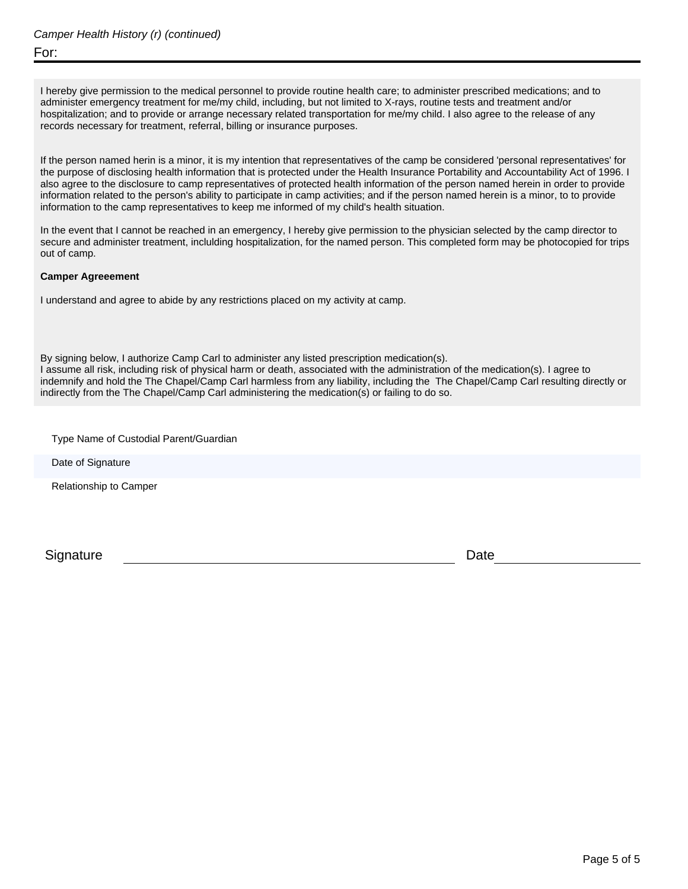*Camper Health History (r) (continued)*

For:

I hereby give permission to the medical personnel to provide routine health care; to administer prescribed medications; and to administer emergency treatment for me/my child, including, but not limited to X-rays, routine tests and treatment and/or hospitalization; and to provide or arrange necessary related transportation for me/my child. I also agree to the release of any records necessary for treatment, referral, billing or insurance purposes.

If the person named herin is a minor, it is my intention that representatives of the camp be considered 'personal representatives' for the purpose of disclosing health information that is protected under the Health Insurance Portability and Accountability Act of 1996. I also agree to the disclosure to camp representatives of protected health information of the person named herein in order to provide information related to the person's ability to participate in camp activities; and if the person named herein is a minor, to to provide information to the camp representatives to keep me informed of my child's health situation.

In the event that I cannot be reached in an emergency, I hereby give permission to the physician selected by the camp director to secure and administer treatment, inclulding hospitalization, for the named person. This completed form may be photocopied for trips out of camp.

**Camper Agreeement**

I understand and agree to abide by any restrictions placed on my activity at camp.

By signing below, I authorize Camp Carl to administer any listed prescription medication(s).
I assume all risk, including risk of physical harm or death, associated with the administration of the medication(s). I agree to indemnify and hold the The Chapel/Camp Carl harmless from any liability, including the The Chapel/Camp Carl resulting directly or indirectly from the The Chapel/Camp Carl administering the medication(s) or failing to do so.

Type Name of Custodial Parent/Guardian

Date of Signature

Relationship to Camper

Signature ______________________________ Date ______________